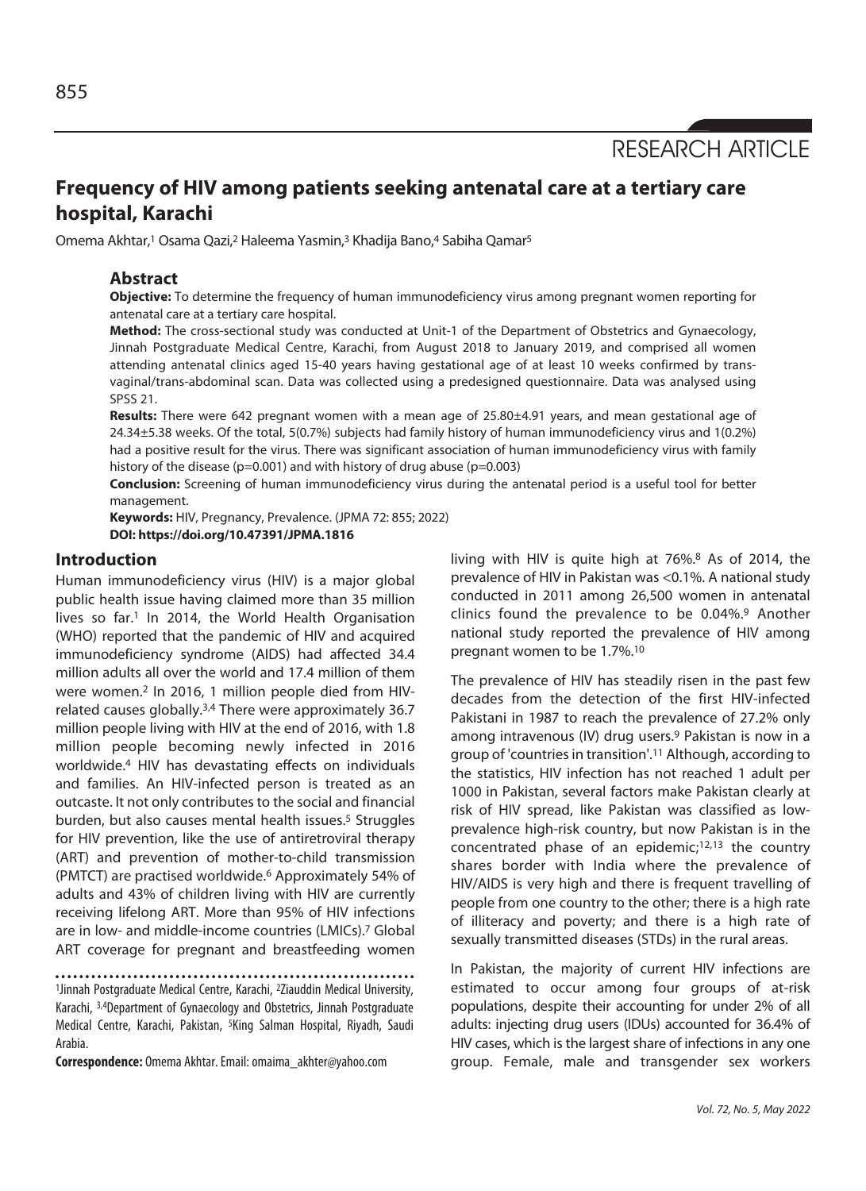RESEARCH ARTICLE

# Frequency of HIV among patients seeking antenatal care at a tertiary care hospital, Karachi

Omema Akhtar,[1] Osama Qazi,[2] Haleema Yasmin,[3] Khadija Bano,[4] Sabiha Qamar[5]

## Abstract

**Objective:** To determine the frequency of human immunodeficiency virus among pregnant women reporting for antenatal care at a tertiary care hospital.

**Method:** The cross-sectional study was conducted at Unit-1 of the Department of Obstetrics and Gynaecology, Jinnah Postgraduate Medical Centre, Karachi, from August 2018 to January 2019, and comprised all women attending antenatal clinics aged 15-40 years having gestational age of at least 10 weeks confirmed by trans-vaginal/trans-abdominal scan. Data was collected using a predesigned questionnaire. Data was analysed using SPSS 21.

**Results:** There were 642 pregnant women with a mean age of 25.80±4.91 years, and mean gestational age of 24.34±5.38 weeks. Of the total, 5(0.7%) subjects had family history of human immunodeficiency virus and 1(0.2%) had a positive result for the virus. There was significant association of human immunodeficiency virus with family history of the disease (p=0.001) and with history of drug abuse (p=0.003)

**Conclusion:** Screening of human immunodeficiency virus during the antenatal period is a useful tool for better management.

**Keywords:** HIV, Pregnancy, Prevalence. (JPMA 72: 855; 2022)

**DOI: https://doi.org/10.47391/JPMA.1816**

## Introduction

Human immunodeficiency virus (HIV) is a major global public health issue having claimed more than 35 million lives so far.[1] In 2014, the World Health Organisation (WHO) reported that the pandemic of HIV and acquired immunodeficiency syndrome (AIDS) had affected 34.4 million adults all over the world and 17.4 million of them were women.[2] In 2016, 1 million people died from HIV-related causes globally.[3,4] There were approximately 36.7 million people living with HIV at the end of 2016, with 1.8 million people becoming newly infected in 2016 worldwide.[4] HIV has devastating effects on individuals and families. An HIV-infected person is treated as an outcaste. It not only contributes to the social and financial burden, but also causes mental health issues.[5] Struggles for HIV prevention, like the use of antiretroviral therapy (ART) and prevention of mother-to-child transmission (PMTCT) are practised worldwide.[6] Approximately 54% of adults and 43% of children living with HIV are currently receiving lifelong ART. More than 95% of HIV infections are in low- and middle-income countries (LMICs).[7] Global ART coverage for pregnant and breastfeeding women living with HIV is quite high at 76%.[8] As of 2014, the prevalence of HIV in Pakistan was <0.1%. A national study conducted in 2011 among 26,500 women in antenatal clinics found the prevalence to be 0.04%.[9] Another national study reported the prevalence of HIV among pregnant women to be 1.7%.[10]

The prevalence of HIV has steadily risen in the past few decades from the detection of the first HIV-infected Pakistani in 1987 to reach the prevalence of 27.2% only among intravenous (IV) drug users.[9] Pakistan is now in a group of 'countries in transition'.[11] Although, according to the statistics, HIV infection has not reached 1 adult per 1000 in Pakistan, several factors make Pakistan clearly at risk of HIV spread, like Pakistan was classified as low-prevalence high-risk country, but now Pakistan is in the concentrated phase of an epidemic;[12,13] the country shares border with India where the prevalence of HIV/AIDS is very high and there is frequent travelling of people from one country to the other; there is a high rate of illiteracy and poverty; and there is a high rate of sexually transmitted diseases (STDs) in the rural areas.

In Pakistan, the majority of current HIV infections are estimated to occur among four groups of at-risk populations, despite their accounting for under 2% of all adults: injecting drug users (IDUs) accounted for 36.4% of HIV cases, which is the largest share of infections in any one group. Female, male and transgender sex workers

---

[1]Jinnah Postgraduate Medical Centre, Karachi, [2]Ziauddin Medical University, Karachi, [3,4]Department of Gynaecology and Obstetrics, Jinnah Postgraduate Medical Centre, Karachi, Pakistan, [5]King Salman Hospital, Riyadh, Saudi Arabia.

**Correspondence:** Omema Akhtar. Email: omaima_akhter@yahoo.com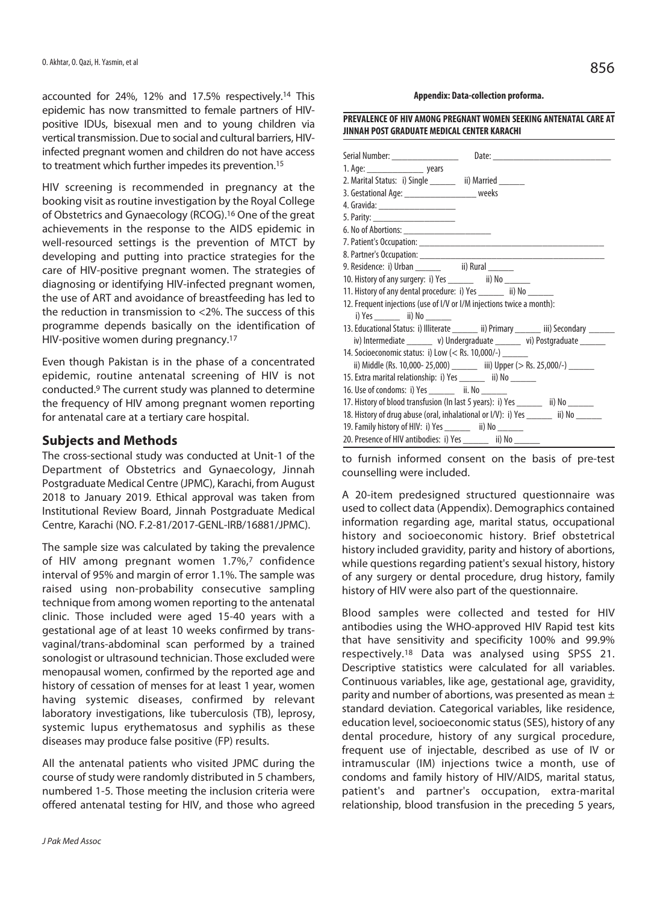accounted for 24%, 12% and 17.5% respectively.[14] This epidemic has now transmitted to female partners of HIV-positive IDUs, bisexual men and to young children via vertical transmission. Due to social and cultural barriers, HIV-infected pregnant women and children do not have access to treatment which further impedes its prevention.[15]

HIV screening is recommended in pregnancy at the booking visit as routine investigation by the Royal College of Obstetrics and Gynaecology (RCOG).[16] One of the great achievements in the response to the AIDS epidemic in well-resourced settings is the prevention of MTCT by developing and putting into practice strategies for the care of HIV-positive pregnant women. The strategies of diagnosing or identifying HIV-infected pregnant women, the use of ART and avoidance of breastfeeding has led to the reduction in transmission to <2%. The success of this programme depends basically on the identification of HIV-positive women during pregnancy.[17]

Even though Pakistan is in the phase of a concentrated epidemic, routine antenatal screening of HIV is not conducted.[9] The current study was planned to determine the frequency of HIV among pregnant women reporting for antenatal care at a tertiary care hospital.

## Subjects and Methods

The cross-sectional study was conducted at Unit-1 of the Department of Obstetrics and Gynaecology, Jinnah Postgraduate Medical Centre (JPMC), Karachi, from August 2018 to January 2019. Ethical approval was taken from Institutional Review Board, Jinnah Postgraduate Medical Centre, Karachi (NO. F.2-81/2017-GENL-IRB/16881/JPMC).

The sample size was calculated by taking the prevalence of HIV among pregnant women 1.7%,[7] confidence interval of 95% and margin of error 1.1%. The sample was raised using non-probability consecutive sampling technique from among women reporting to the antenatal clinic. Those included were aged 15-40 years with a gestational age of at least 10 weeks confirmed by trans-vaginal/trans-abdominal scan performed by a trained sonologist or ultrasound technician. Those excluded were menopausal women, confirmed by the reported age and history of cessation of menses for at least 1 year, women having systemic diseases, confirmed by relevant laboratory investigations, like tuberculosis (TB), leprosy, systemic lupus erythematosus and syphilis as these diseases may produce false positive (FP) results.

All the antenatal patients who visited JPMC during the course of study were randomly distributed in 5 chambers, numbered 1-5. Those meeting the inclusion criteria were offered antenatal testing for HIV, and those who agreed to furnish informed consent on the basis of pre-test counselling were included.

A 20-item predesigned structured questionnaire was used to collect data (Appendix). Demographics contained information regarding age, marital status, occupational history and socioeconomic history. Brief obstetrical history included gravidity, parity and history of abortions, while questions regarding patient's sexual history, history of any surgery or dental procedure, drug history, family history of HIV were also part of the questionnaire.

Blood samples were collected and tested for HIV antibodies using the WHO-approved HIV Rapid test kits that have sensitivity and specificity 100% and 99.9% respectively.[18] Data was analysed using SPSS 21. Descriptive statistics were calculated for all variables. Continuous variables, like age, gestational age, gravidity, parity and number of abortions, was presented as mean ± standard deviation. Categorical variables, like residence, education level, socioeconomic status (SES), history of any dental procedure, history of any surgical procedure, frequent use of injectable, described as use of IV or intramuscular (IM) injections twice a month, use of condoms and family history of HIV/AIDS, marital status, patient's and partner's occupation, extra-marital relationship, blood transfusion in the preceding 5 years,

**Appendix: Data-collection proforma.**

**PREVALENCE OF HIV AMONG PREGNANT WOMEN SEEKING ANTENATAL CARE AT JINNAH POST GRADUATE MEDICAL CENTER KARACHI**

Serial Number: ________________ Date: ___________________________

1. Age: ______________ years
2. Marital Status: i) Single ______ ii) Married ______
3. Gestational Age: _________________ weeks
4. Gravida: ___________________
5. Parity: ____________________
6. No of Abortions: _____________________
7. Patient's Occupation: ___________________________________________
8. Partner's Occupation: ___________________________________________
9. Residence: i) Urban ______ ii) Rural ______
10. History of any surgery: i) Yes ______ ii) No ______
11. History of any dental procedure: i) Yes ______ ii) No ______
12. Frequent injections (use of I/V or I/M injections twice a month):
    i) Yes ______ ii) No ______
13. Educational Status: i) Illiterate ______ ii) Primary ______ iii) Secondary ______
    iv) Intermediate ______ v) Undergraduate ______ vi) Postgraduate ______
14. Socioeconomic status: i) Low (< Rs. 10,000/-) ______
    ii) Middle (Rs. 10,000- 25,000) ______ iii) Upper (> Rs. 25,000/-) ______
15. Extra marital relationship: i) Yes ______ ii) No ______
16. Use of condoms: i) Yes ______ ii. No ______
17. History of blood transfusion (In last 5 years): i) Yes ______ ii) No ______
18. History of drug abuse (oral, inhalational or I/V): i) Yes ______ ii) No ______
19. Family history of HIV: i) Yes ______ ii) No ______
20. Presence of HIV antibodies: i) Yes ______ ii) No ______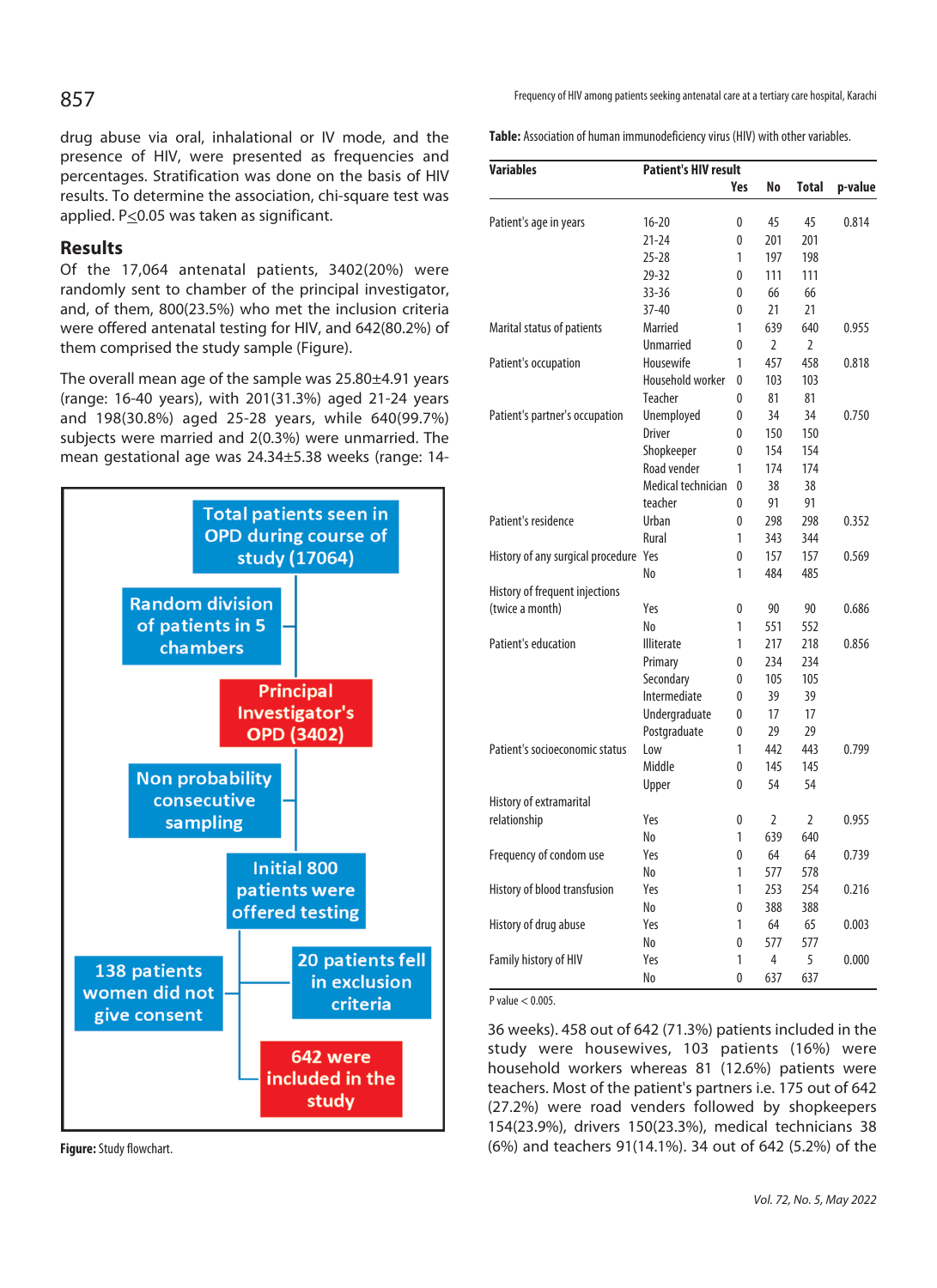drug abuse via oral, inhalational or IV mode, and the presence of HIV, were presented as frequencies and percentages. Stratification was done on the basis of HIV results. To determine the association, chi-square test was applied. P≤0.05 was taken as significant.

## Results

Of the 17,064 antenatal patients, 3402(20%) were randomly sent to chamber of the principal investigator, and, of them, 800(23.5%) who met the inclusion criteria were offered antenatal testing for HIV, and 642(80.2%) of them comprised the study sample (Figure).

The overall mean age of the sample was 25.80±4.91 years (range: 16-40 years), with 201(31.3%) aged 21-24 years and 198(30.8%) aged 25-28 years, while 640(99.7%) subjects were married and 2(0.3%) were unmarried. The mean gestational age was 24.34±5.38 weeks (range: 14-36 weeks). 458 out of 642 (71.3%) patients included in the study were housewives, 103 patients (16%) were household workers whereas 81 (12.6%) patients were teachers. Most of the patient's partners i.e. 175 out of 642 (27.2%) were road venders followed by shopkeepers 154(23.9%), drivers 150(23.3%), medical technicians 38 (6%) and teachers 91(14.1%). 34 out of 642 (5.2%) of the

Total patients seen in OPD during course of study (17064)

Random division of patients in 5 chambers

Principal Investigator's OPD (3402)

Non probability consecutive sampling

Initial 800 patients were offered testing

138 patients women did not give consent

20 patients fell in exclusion criteria

642 were included in the study

**Figure:** Study flowchart.

**Table:** Association of human immunodeficiency virus (HIV) with other variables.

| Variables | | Patient's HIV result | | | |
|---|---|---|---|---|---|
| | | Yes | No | Total | p-value |
| Patient's age in years | 16-20 | 0 | 45 | 45 | 0.814 |
| | 21-24 | 0 | 201 | 201 | |
| | 25-28 | 1 | 197 | 198 | |
| | 29-32 | 0 | 111 | 111 | |
| | 33-36 | 0 | 66 | 66 | |
| | 37-40 | 0 | 21 | 21 | |
| Marital status of patients | Married | 1 | 639 | 640 | 0.955 |
| | Unmarried | 0 | 2 | 2 | |
| Patient's occupation | Housewife | 1 | 457 | 458 | 0.818 |
| | Household worker | 0 | 103 | 103 | |
| | Teacher | 0 | 81 | 81 | |
| Patient's partner's occupation | Unemployed | 0 | 34 | 34 | 0.750 |
| | Driver | 0 | 150 | 150 | |
| | Shopkeeper | 0 | 154 | 154 | |
| | Road vender | 1 | 174 | 174 | |
| | Medical technician | 0 | 38 | 38 | |
| | teacher | 0 | 91 | 91 | |
| Patient's residence | Urban | 0 | 298 | 298 | 0.352 |
| | Rural | 1 | 343 | 344 | |
| History of any surgical procedure | Yes | 0 | 157 | 157 | 0.569 |
| | No | 1 | 484 | 485 | |
| History of frequent injections (twice a month) | Yes | 0 | 90 | 90 | 0.686 |
| | No | 1 | 551 | 552 | |
| Patient's education | Illiterate | 1 | 217 | 218 | 0.856 |
| | Primary | 0 | 234 | 234 | |
| | Secondary | 0 | 105 | 105 | |
| | Intermediate | 0 | 39 | 39 | |
| | Undergraduate | 0 | 17 | 17 | |
| | Postgraduate | 0 | 29 | 29 | |
| Patient's socioeconomic status | Low | 1 | 442 | 443 | 0.799 |
| | Middle | 0 | 145 | 145 | |
| | Upper | 0 | 54 | 54 | |
| History of extramarital relationship | Yes | 0 | 2 | 2 | 0.955 |
| | No | 1 | 639 | 640 | |
| Frequency of condom use | Yes | 0 | 64 | 64 | 0.739 |
| | No | 1 | 577 | 578 | |
| History of blood transfusion | Yes | 1 | 253 | 254 | 0.216 |
| | No | 0 | 388 | 388 | |
| History of drug abuse | Yes | 1 | 64 | 65 | 0.003 |
| | No | 0 | 577 | 577 | |
| Family history of HIV | Yes | 1 | 4 | 5 | 0.000 |
| | No | 0 | 637 | 637 | |

P value < 0.005.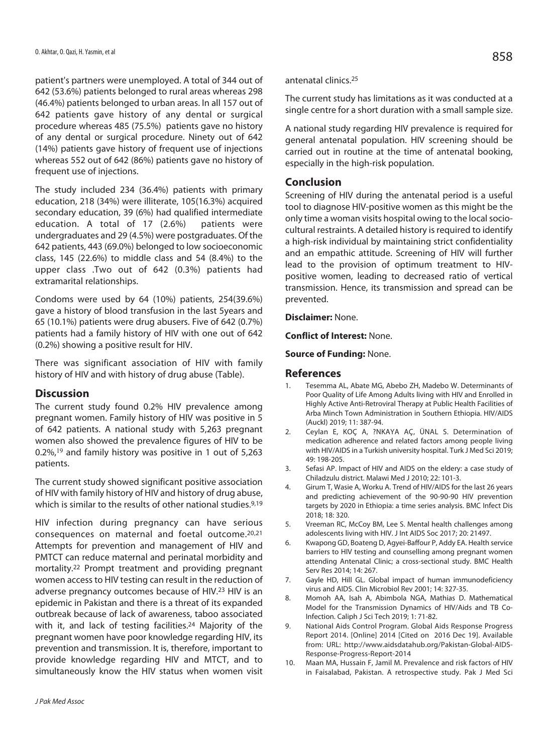patient's partners were unemployed. A total of 344 out of 642 (53.6%) patients belonged to rural areas whereas 298 (46.4%) patients belonged to urban areas. In all 157 out of 642 patients gave history of any dental or surgical procedure whereas 485 (75.5%) patients gave no history of any dental or surgical procedure. Ninety out of 642 (14%) patients gave history of frequent use of injections whereas 552 out of 642 (86%) patients gave no history of frequent use of injections.

The study included 234 (36.4%) patients with primary education, 218 (34%) were illiterate, 105(16.3%) acquired secondary education, 39 (6%) had qualified intermediate education. A total of 17 (2.6%) patients were undergraduates and 29 (4.5%) were postgraduates. Of the 642 patients, 443 (69.0%) belonged to low socioeconomic class, 145 (22.6%) to middle class and 54 (8.4%) to the upper class .Two out of 642 (0.3%) patients had extramarital relationships.

Condoms were used by 64 (10%) patients, 254(39.6%) gave a history of blood transfusion in the last 5years and 65 (10.1%) patients were drug abusers. Five of 642 (0.7%) patients had a family history of HIV with one out of 642 (0.2%) showing a positive result for HIV.

There was significant association of HIV with family history of HIV and with history of drug abuse (Table).

## Discussion

The current study found 0.2% HIV prevalence among pregnant women. Family history of HIV was positive in 5 of 642 patients. A national study with 5,263 pregnant women also showed the prevalence figures of HIV to be 0.2%,[19] and family history was positive in 1 out of 5,263 patients.

The current study showed significant positive association of HIV with family history of HIV and history of drug abuse, which is similar to the results of other national studies.[9,19]

HIV infection during pregnancy can have serious consequences on maternal and foetal outcome.[20,21] Attempts for prevention and management of HIV and PMTCT can reduce maternal and perinatal morbidity and mortality.[22] Prompt treatment and providing pregnant women access to HIV testing can result in the reduction of adverse pregnancy outcomes because of HIV.[23] HIV is an epidemic in Pakistan and there is a threat of its expanded outbreak because of lack of awareness, taboo associated with it, and lack of testing facilities.[24] Majority of the pregnant women have poor knowledge regarding HIV, its prevention and transmission. It is, therefore, important to provide knowledge regarding HIV and MTCT, and to simultaneously know the HIV status when women visit antenatal clinics.[25]

The current study has limitations as it was conducted at a single centre for a short duration with a small sample size.

A national study regarding HIV prevalence is required for general antenatal population. HIV screening should be carried out in routine at the time of antenatal booking, especially in the high-risk population.

## Conclusion

Screening of HIV during the antenatal period is a useful tool to diagnose HIV-positive women as this might be the only time a woman visits hospital owing to the local socio-cultural restraints. A detailed history is required to identify a high-risk individual by maintaining strict confidentiality and an empathic attitude. Screening of HIV will further lead to the provision of optimum treatment to HIV-positive women, leading to decreased ratio of vertical transmission. Hence, its transmission and spread can be prevented.

**Disclaimer:** None.

**Conflict of Interest:** None.

**Source of Funding:** None.

## References

1. Tesemma AL, Abate MG, Abebo ZH, Madebo W. Determinants of Poor Quality of Life Among Adults living with HIV and Enrolled in Highly Active Anti-Retroviral Therapy at Public Health Facilities of Arba Minch Town Administration in Southern Ethiopia. HIV/AIDS (Auckl) 2019; 11: 387-94.
2. Ceylan E, KOÇ A, ?NKAYA AÇ, ÜNAL S. Determination of medication adherence and related factors among people living with HIV/AIDS in a Turkish university hospital. Turk J Med Sci 2019; 49: 198-205.
3. Sefasi AP. Impact of HIV and AIDS on the eldery: a case study of Chiladzulu district. Malawi Med J 2010; 22: 101-3.
4. Girum T, Wasie A, Worku A. Trend of HIV/AIDS for the last 26 years and predicting achievement of the 90-90-90 HIV prevention targets by 2020 in Ethiopia: a time series analysis. BMC Infect Dis 2018; 18: 320.
5. Vreeman RC, McCoy BM, Lee S. Mental health challenges among adolescents living with HIV. J Int AIDS Soc 2017; 20: 21497.
6. Kwapong GD, Boateng D, Agyei-Baffour P, Addy EA. Health service barriers to HIV testing and counselling among pregnant women attending Antenatal Clinic; a cross-sectional study. BMC Health Serv Res 2014; 14: 267.
7. Gayle HD, Hill GL. Global impact of human immunodeficiency virus and AIDS. Clin Microbiol Rev 2001; 14: 327-35.
8. Momoh AA, Isah A, Abimbola NGA, Mathias D. Mathematical Model for the Transmission Dynamics of HIV/Aids and TB Co-Infection. Caliph J Sci Tech 2019; 1: 71-82.
9. National Aids Control Program. Global Aids Response Progress Report 2014. [Online] 2014 [Cited on 2016 Dec 19]. Available from: URL: http://www.aidsdatahub.org/Pakistan-Global-AIDS-Response-Progress-Report-2014
10. Maan MA, Hussain F, Jamil M. Prevalence and risk factors of HIV in Faisalabad, Pakistan. A retrospective study. Pak J Med Sci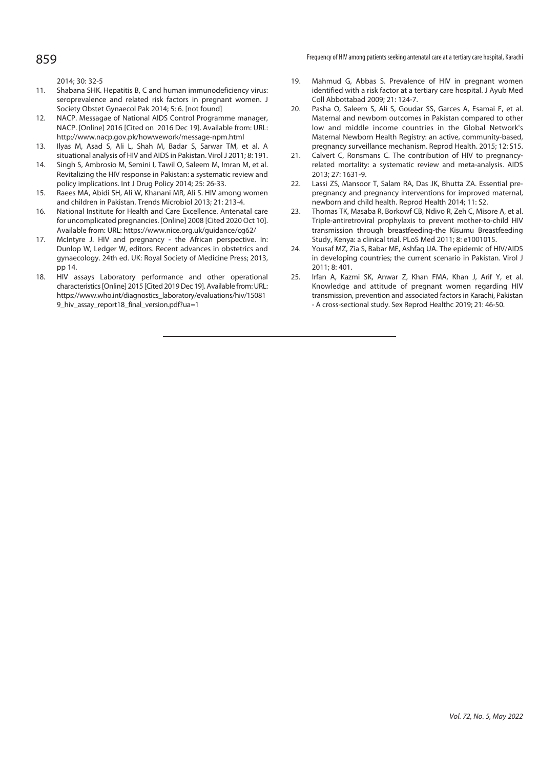2014; 30: 32-5

11. Shabana SHK. Hepatitis B, C and human immunodeficiency virus: seroprevalence and related risk factors in pregnant women. J Society Obstet Gynaecol Pak 2014; 5: 6. [not found]
12. NACP. Messagae of National AIDS Control Programme manager, NACP. [Online] 2016 [Cited on 2016 Dec 19]. Available from: URL: http://www.nacp.gov.pk/howwework/message-npm.html
13. Ilyas M, Asad S, Ali L, Shah M, Badar S, Sarwar TM, et al. A situational analysis of HIV and AIDS in Pakistan. Virol J 2011; 8: 191.
14. Singh S, Ambrosio M, Semini I, Tawil O, Saleem M, Imran M, et al. Revitalizing the HIV response in Pakistan: a systematic review and policy implications. Int J Drug Policy 2014; 25: 26-33.
15. Raees MA, Abidi SH, Ali W, Khanani MR, Ali S. HIV among women and children in Pakistan. Trends Microbiol 2013; 21: 213-4.
16. National Institute for Health and Care Excellence. Antenatal care for uncomplicated pregnancies. [Online] 2008 [Cited 2020 Oct 10]. Available from: URL: https://www.nice.org.uk/guidance/cg62/
17. McIntyre J. HIV and pregnancy - the African perspective. In: Dunlop W, Ledger W, editors. Recent advances in obstetrics and gynaecology. 24th ed. UK: Royal Society of Medicine Press; 2013, pp 14.
18. HIV assays Laboratory performance and other operational characteristics [Online] 2015 [Cited 2019 Dec 19]. Available from: URL: https://www.who.int/diagnostics_laboratory/evaluations/hiv/150819_hiv_assay_report18_final_version.pdf?ua=1
19. Mahmud G, Abbas S. Prevalence of HIV in pregnant women identified with a risk factor at a tertiary care hospital. J Ayub Med Coll Abbottabad 2009; 21: 124-7.
20. Pasha O, Saleem S, Ali S, Goudar SS, Garces A, Esamai F, et al. Maternal and newborn outcomes in Pakistan compared to other low and middle income countries in the Global Network's Maternal Newborn Health Registry: an active, community-based, pregnancy surveillance mechanism. Reprod Health. 2015; 12: S15.
21. Calvert C, Ronsmans C. The contribution of HIV to pregnancy-related mortality: a systematic review and meta-analysis. AIDS 2013; 27: 1631-9.
22. Lassi ZS, Mansoor T, Salam RA, Das JK, Bhutta ZA. Essential pre-pregnancy and pregnancy interventions for improved maternal, newborn and child health. Reprod Health 2014; 11: S2.
23. Thomas TK, Masaba R, Borkowf CB, Ndivo R, Zeh C, Misore A, et al. Triple-antiretroviral prophylaxis to prevent mother-to-child HIV transmission through breastfeeding-the Kisumu Breastfeeding Study, Kenya: a clinical trial. PLoS Med 2011; 8: e1001015.
24. Yousaf MZ, Zia S, Babar ME, Ashfaq UA. The epidemic of HIV/AIDS in developing countries; the current scenario in Pakistan. Virol J 2011; 8: 401.
25. Irfan A, Kazmi SK, Anwar Z, Khan FMA, Khan J, Arif Y, et al. Knowledge and attitude of pregnant women regarding HIV transmission, prevention and associated factors in Karachi, Pakistan - A cross-sectional study. Sex Reprod Healthc 2019; 21: 46-50.